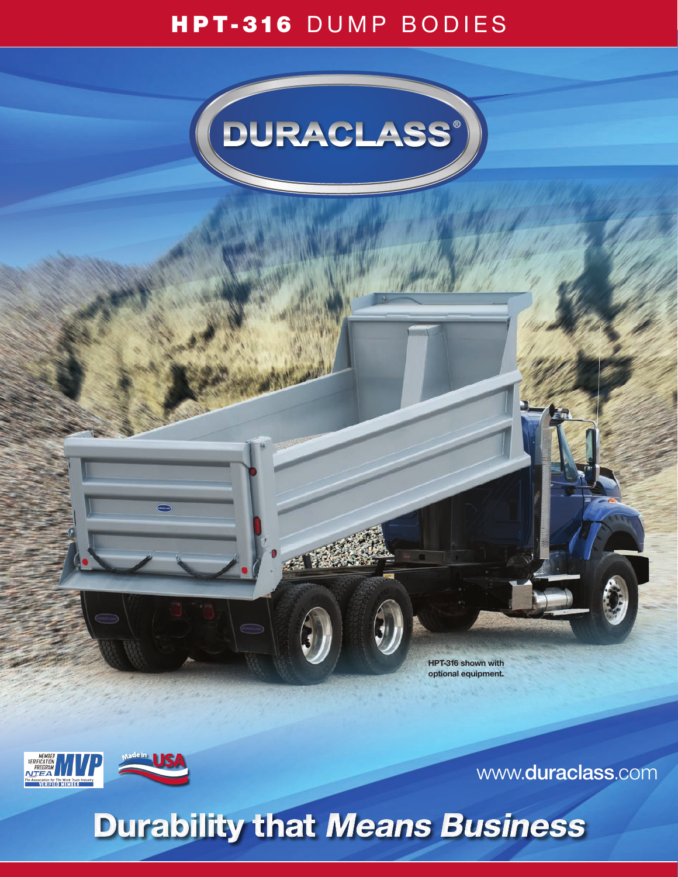# HPT-316 DUMP BODIES

DURACLASS®

HPT-316 shown with optional equipment.

www.duraclass.com

## Durability that *Means Business*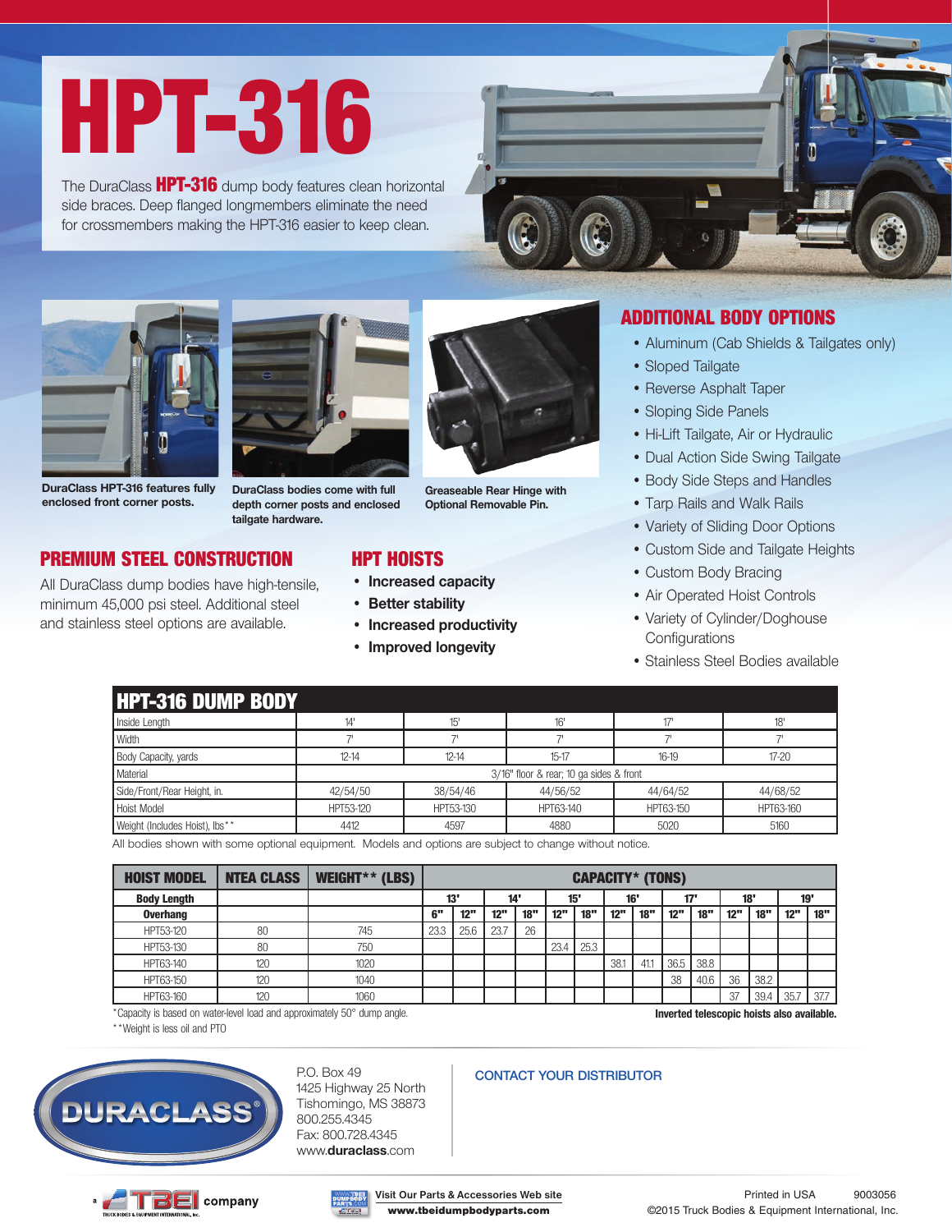# HPT-316

The DuraClass **HPT-316** dump body features clean horizontal side braces. Deep flanged longmembers eliminate the need for crossmembers making the HPT-316 easier to keep clean.

**DuraClass HPT-316 features fully enclosed front corner posts.**

**DuraClass bodies come with full depth corner posts and enclosed tailgate hardware.**

**Greaseable Rear Hinge with Optional Removable Pin.**

## ADDITIONAL BODY OPTIONS

- Aluminum (Cab Shields & Tailgates only)
- Sloped Tailgate
- Reverse Asphalt Taper
- Sloping Side Panels
- Hi-Lift Tailgate, Air or Hydraulic
- Dual Action Side Swing Tailgate
- Body Side Steps and Handles
- Tarp Rails and Walk Rails
- Variety of Sliding Door Options
- Custom Side and Tailgate Heights
- Custom Body Bracing
- Air Operated Hoist Controls
- Variety of Cylinder/Doghouse Configurations
- Stainless Steel Bodies available

## PREMIUM STEEL CONSTRUCTION

All DuraClass dump bodies have high-tensile, minimum 45,000 psi steel. Additional steel and stainless steel options are available.

## HPT HOISTS

- **Increased capacity**
- **Better stability**
- **Increased productivity**
- **Improved longevity**

## HPT-316 DUMP BODY

| | | | | | |
|---|---|---|---|---|---|
| Inside Length | 14' | 15' | 16' | 17' | 18' |
| Width | 7' | 7' | 7' | 7' | 7' |
| Body Capacity, yards | 12-14 | 12-14 | 15-17 | 16-19 | 17-20 |
| Material | 3/16" floor & rear; 10 ga sides & front | | | | |
| Side/Front/Rear Height, in. | 42/54/50 | 38/54/46 | 44/56/52 | 44/64/52 | 44/68/52 |
| Hoist Model | HPT53-120 | HPT53-130 | HPT63-140 | HPT63-150 | HPT63-160 |
| Weight (Includes Hoist), lbs** | 4412 | 4597 | 4880 | 5020 | 5160 |

All bodies shown with some optional equipment. Models and options are subject to change without notice.

| HOIST MODEL | NTEA CLASS | WEIGHT** (LBS) | CAPACITY* (TONS) | | | | | | | | | | | | | |
|---|---|---|---|---|---|---|---|---|---|---|---|---|---|---|---|---|
| **Body Length** | | | **13'** | | **14'** | | **15'** | | **16'** | | **17'** | | **18'** | | **19'** | |
| **Overhang** | | | **6"** | **12"** | **12"** | **18"** | **12"** | **18"** | **12"** | **18"** | **12"** | **18"** | **12"** | **18"** | **12"** | **18"** |
| HPT53-120 | 80 | 745 | 23.3 | 25.6 | 23.7 | 26 | | | | | | | | | | |
| HPT53-130 | 80 | 750 | | | | | 23.4 | 25.3 | | | | | | | | |
| HPT63-140 | 120 | 1020 | | | | | | | 38.1 | 41.1 | 36.5 | 38.8 | | | | |
| HPT63-150 | 120 | 1040 | | | | | | | | | 38 | 40.6 | 36 | 38.2 | | |
| HPT63-160 | 120 | 1060 | | | | | | | | | | | 37 | 39.4 | 35.7 | 37.7 |

*Capacity is based on water-level load and approximately 50° dump angle.
**Weight is less oil and PTO

**Inverted telescopic hoists also available.**

DURACLASS®

P.O. Box 49
1425 Highway 25 North
Tishomingo, MS 38873
800.255.4345
Fax: 800.728.4345
www.**duraclass**.com

CONTACT YOUR DISTRIBUTOR

a TBEI company

Visit Our Parts & Accessories Web site
**www.tbeidumpbodyparts.com**

Printed in USA 9003056
©2015 Truck Bodies & Equipment International, Inc.